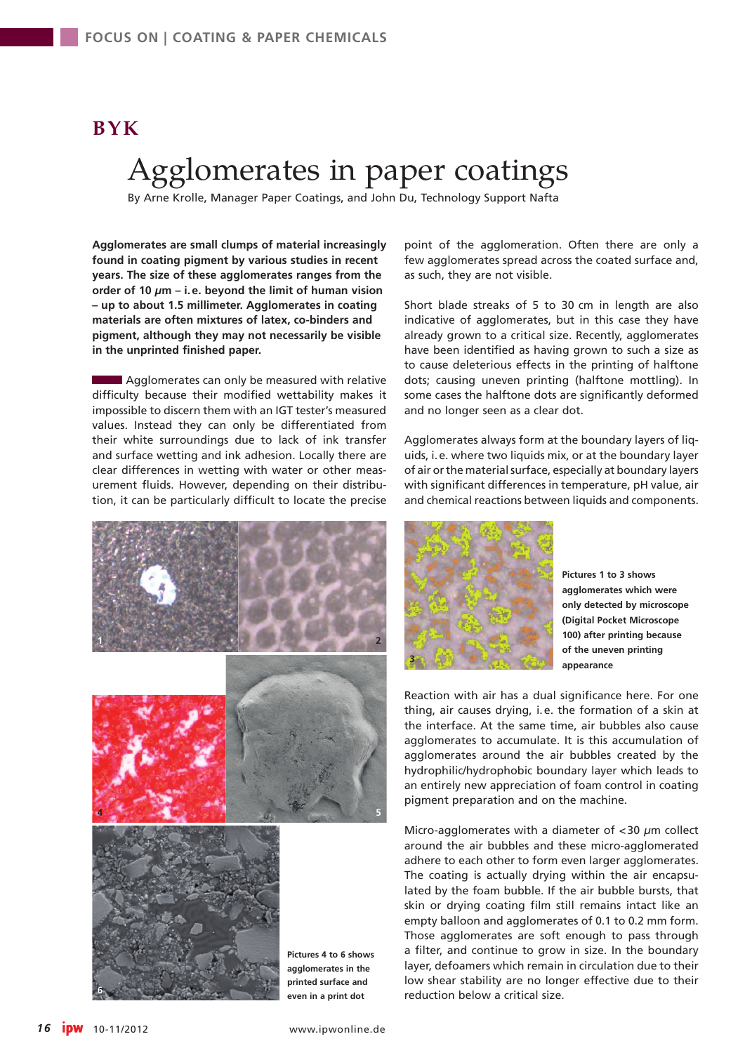BYK

# Agglomerates in paper coatings

By Arne Krolle, Manager Paper Coatings, and John Du, Technology Support Nafta

**Agglomerates are small clumps of material increasingly found in coating pigment by various studies in recent years. The size of these agglomerates ranges from the order of 10 $\mu$m – i.e. beyond the limit of human vision – up to about 1.5 millimeter. Agglomerates in coating materials are often mixtures of latex, co-binders and pigment, although they may not necessarily be visible in the unprinted finished paper.**

Agglomerates can only be measured with relative difficulty because their modified wettability makes it impossible to discern them with an IGT tester's measured values. Instead they can only be differentiated from their white surroundings due to lack of ink transfer and surface wetting and ink adhesion. Locally there are clear differences in wetting with water or other measurement fluids. However, depending on their distribution, it can be particularly difficult to locate the precise point of the agglomeration. Often there are only a few agglomerates spread across the coated surface and, as such, they are not visible.

Short blade streaks of 5 to 30 cm in length are also indicative of agglomerates, but in this case they have already grown to a critical size. Recently, agglomerates have been identified as having grown to such a size as to cause deleterious effects in the printing of halftone dots; causing uneven printing (halftone mottling). In some cases the halftone dots are significantly deformed and no longer seen as a clear dot.

Agglomerates always form at the boundary layers of liquids, i.e. where two liquids mix, or at the boundary layer of air or the material surface, especially at boundary layers with significant differences in temperature, pH value, air and chemical reactions between liquids and components.

**Pictures 1 to 3 shows agglomerates which were only detected by microscope (Digital Pocket Microscope 100) after printing because of the uneven printing appearance**

**Pictures 4 to 6 shows agglomerates in the printed surface and even in a print dot**

Reaction with air has a dual significance here. For one thing, air causes drying, i.e. the formation of a skin at the interface. At the same time, air bubbles also cause agglomerates to accumulate. It is this accumulation of agglomerates around the air bubbles created by the hydrophilic/hydrophobic boundary layer which leads to an entirely new appreciation of foam control in coating pigment preparation and on the machine.

Micro-agglomerates with a diameter of <30 $\mu$m collect around the air bubbles and these micro-agglomerated adhere to each other to form even larger agglomerates. The coating is actually drying within the air encapsulated by the foam bubble. If the air bubble bursts, that skin or drying coating film still remains intact like an empty balloon and agglomerates of 0.1 to 0.2 mm form. Those agglomerates are soft enough to pass through a filter, and continue to grow in size. In the boundary layer, defoamers which remain in circulation due to their low shear stability are no longer effective due to their reduction below a critical size.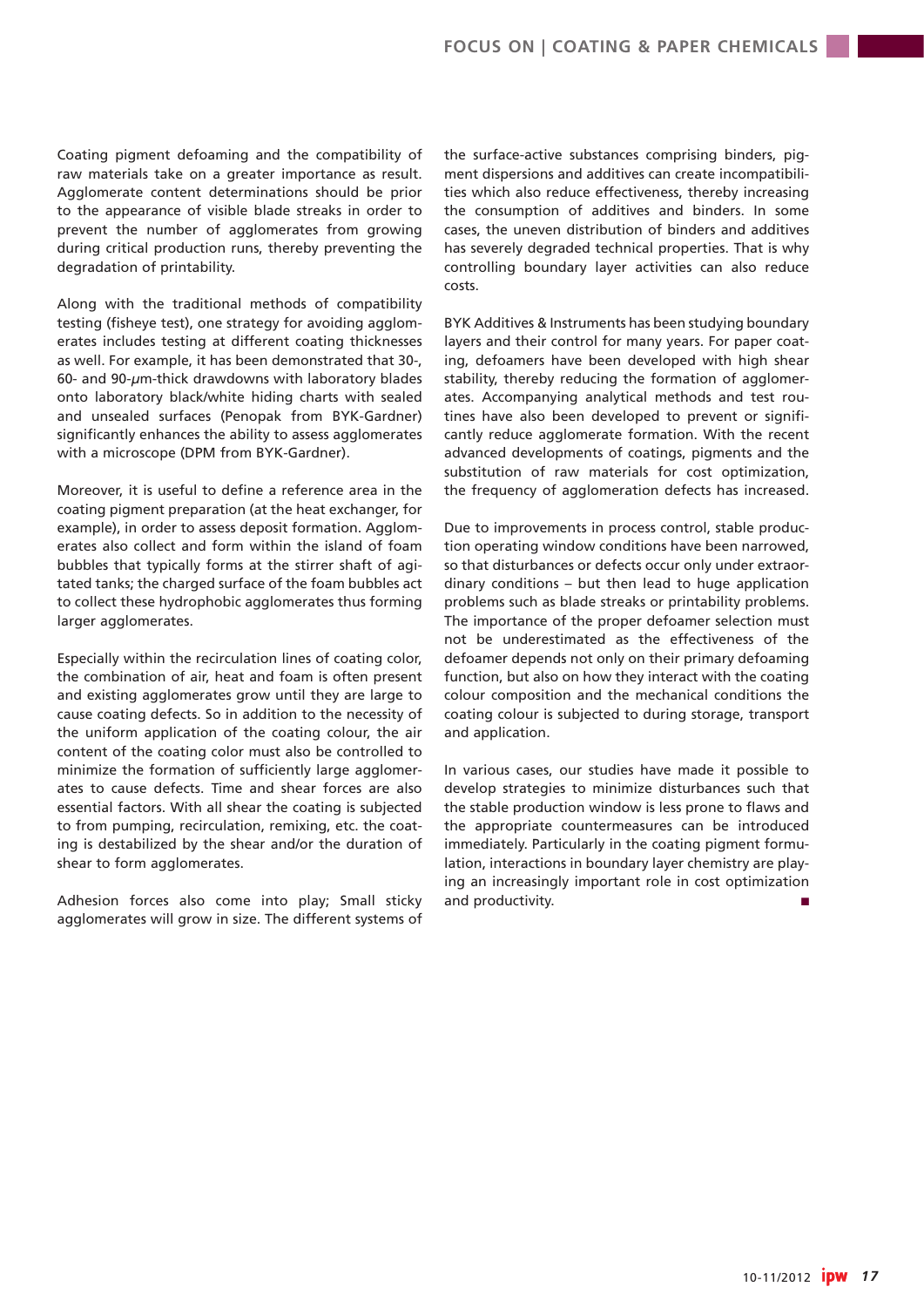Coating pigment defoaming and the compatibility of raw materials take on a greater importance as result. Agglomerate content determinations should be prior to the appearance of visible blade streaks in order to prevent the number of agglomerates from growing during critical production runs, thereby preventing the degradation of printability.

Along with the traditional methods of compatibility testing (fisheye test), one strategy for avoiding agglomerates includes testing at different coating thicknesses as well. For example, it has been demonstrated that 30-, 60- and 90-$\mu$m-thick drawdowns with laboratory blades onto laboratory black/white hiding charts with sealed and unsealed surfaces (Penopak from BYK-Gardner) significantly enhances the ability to assess agglomerates with a microscope (DPM from BYK-Gardner).

Moreover, it is useful to define a reference area in the coating pigment preparation (at the heat exchanger, for example), in order to assess deposit formation. Agglomerates also collect and form within the island of foam bubbles that typically forms at the stirrer shaft of agitated tanks; the charged surface of the foam bubbles act to collect these hydrophobic agglomerates thus forming larger agglomerates.

Especially within the recirculation lines of coating color, the combination of air, heat and foam is often present and existing agglomerates grow until they are large to cause coating defects. So in addition to the necessity of the uniform application of the coating colour, the air content of the coating color must also be controlled to minimize the formation of sufficiently large agglomerates to cause defects. Time and shear forces are also essential factors. With all shear the coating is subjected to from pumping, recirculation, remixing, etc. the coating is destabilized by the shear and/or the duration of shear to form agglomerates.

Adhesion forces also come into play; Small sticky agglomerates will grow in size. The different systems of the surface-active substances comprising binders, pigment dispersions and additives can create incompatibilities which also reduce effectiveness, thereby increasing the consumption of additives and binders. In some cases, the uneven distribution of binders and additives has severely degraded technical properties. That is why controlling boundary layer activities can also reduce costs.

BYK Additives & Instruments has been studying boundary layers and their control for many years. For paper coating, defoamers have been developed with high shear stability, thereby reducing the formation of agglomerates. Accompanying analytical methods and test routines have also been developed to prevent or significantly reduce agglomerate formation. With the recent advanced developments of coatings, pigments and the substitution of raw materials for cost optimization, the frequency of agglomeration defects has increased.

Due to improvements in process control, stable production operating window conditions have been narrowed, so that disturbances or defects occur only under extraordinary conditions – but then lead to huge application problems such as blade streaks or printability problems. The importance of the proper defoamer selection must not be underestimated as the effectiveness of the defoamer depends not only on their primary defoaming function, but also on how they interact with the coating colour composition and the mechanical conditions the coating colour is subjected to during storage, transport and application.

In various cases, our studies have made it possible to develop strategies to minimize disturbances such that the stable production window is less prone to flaws and the appropriate countermeasures can be introduced immediately. Particularly in the coating pigment formulation, interactions in boundary layer chemistry are playing an increasingly important role in cost optimization and productivity. ■